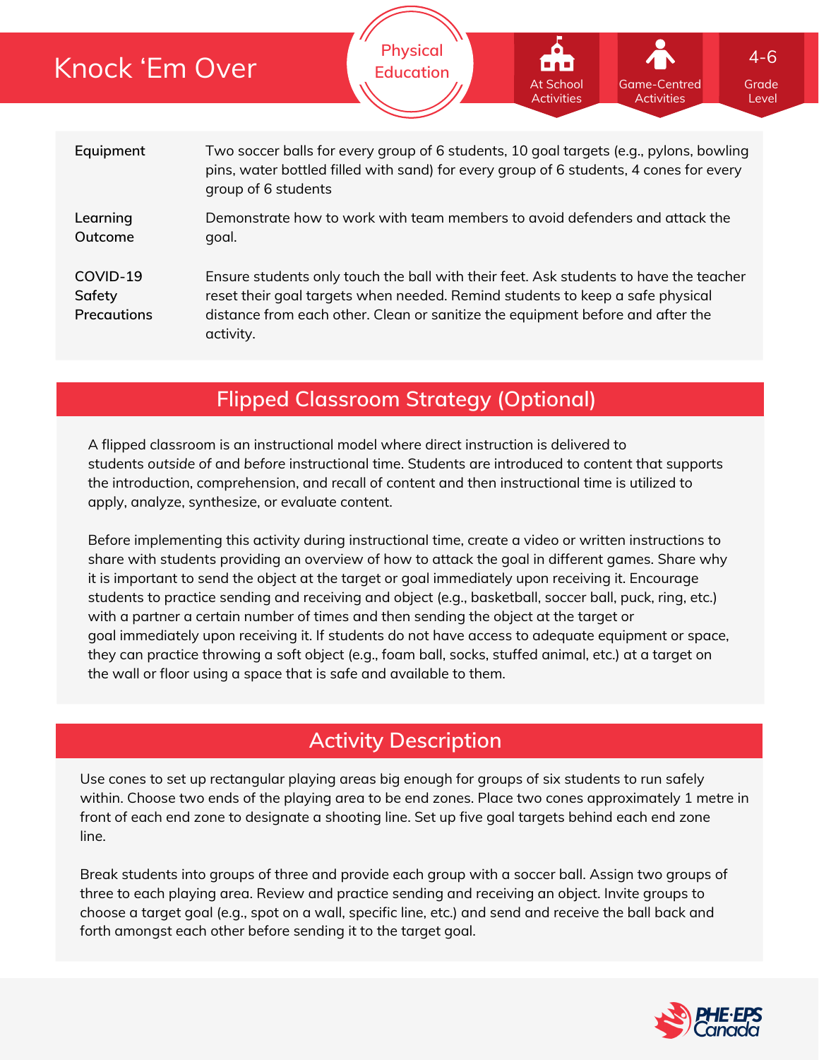# Knock 'Em Over

Physical Education

At School Activities | Game-Centred Activities | 4-6 Grade Level

| | |
|---|---|
| **Equipment** | Two soccer balls for every group of 6 students, 10 goal targets (e.g., pylons, bowling pins, water bottled filled with sand) for every group of 6 students, 4 cones for every group of 6 students |
| **Learning Outcome** | Demonstrate how to work with team members to avoid defenders and attack the goal. |
| **COVID-19 Safety Precautions** | Ensure students only touch the ball with their feet. Ask students to have the teacher reset their goal targets when needed. Remind students to keep a safe physical distance from each other. Clean or sanitize the equipment before and after the activity. |

## Flipped Classroom Strategy (Optional)

A flipped classroom is an instructional model where direct instruction is delivered to students *outside* of and *before* instructional time. Students are introduced to content that supports the introduction, comprehension, and recall of content and then instructional time is utilized to apply, analyze, synthesize, or evaluate content.

Before implementing this activity during instructional time, create a video or written instructions to share with students providing an overview of how to attack the goal in different games. Share why it is important to send the object at the target or goal immediately upon receiving it. Encourage students to practice sending and receiving and object (e.g., basketball, soccer ball, puck, ring, etc.) with a partner a certain number of times and then sending the object at the target or goal immediately upon receiving it. If students do not have access to adequate equipment or space, they can practice throwing a soft object (e.g., foam ball, socks, stuffed animal, etc.) at a target on the wall or floor using a space that is safe and available to them.

## Activity Description

Use cones to set up rectangular playing areas big enough for groups of six students to run safely within. Choose two ends of the playing area to be end zones. Place two cones approximately 1 metre in front of each end zone to designate a shooting line. Set up five goal targets behind each end zone line.

Break students into groups of three and provide each group with a soccer ball. Assign two groups of three to each playing area. Review and practice sending and receiving an object. Invite groups to choose a target goal (e.g., spot on a wall, specific line, etc.) and send and receive the ball back and forth amongst each other before sending it to the target goal.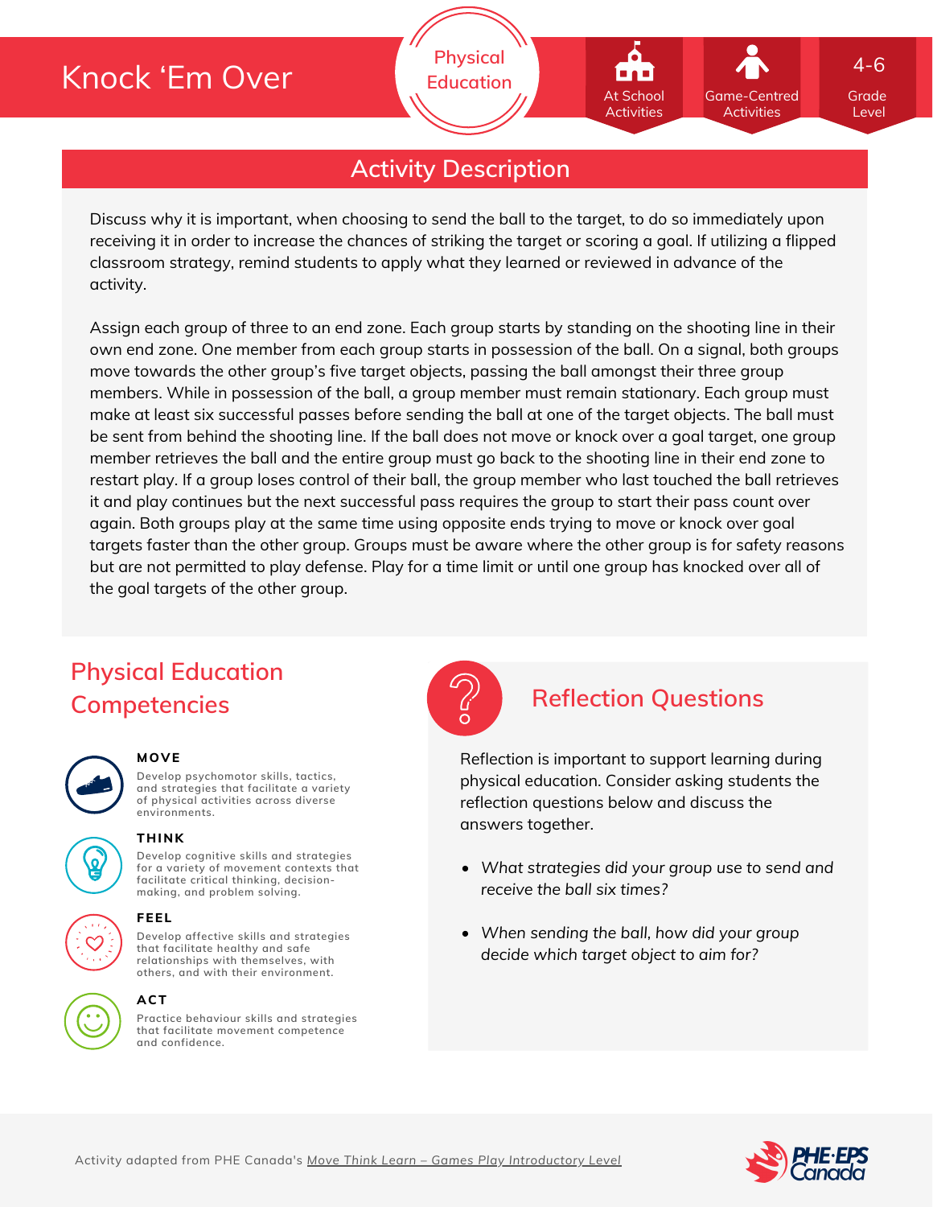# Knock 'Em Over

Physical Education

At School Activities | Game-Centred Activities | 4-6 Grade Level

## Activity Description

Discuss why it is important, when choosing to send the ball to the target, to do so immediately upon receiving it in order to increase the chances of striking the target or scoring a goal. If utilizing a flipped classroom strategy, remind students to apply what they learned or reviewed in advance of the activity.

Assign each group of three to an end zone. Each group starts by standing on the shooting line in their own end zone. One member from each group starts in possession of the ball. On a signal, both groups move towards the other group's five target objects, passing the ball amongst their three group members. While in possession of the ball, a group member must remain stationary. Each group must make at least six successful passes before sending the ball at one of the target objects. The ball must be sent from behind the shooting line. If the ball does not move or knock over a goal target, one group member retrieves the ball and the entire group must go back to the shooting line in their end zone to restart play. If a group loses control of their ball, the group member who last touched the ball retrieves it and play continues but the next successful pass requires the group to start their pass count over again. Both groups play at the same time using opposite ends trying to move or knock over goal targets faster than the other group. Groups must be aware where the other group is for safety reasons but are not permitted to play defense. Play for a time limit or until one group has knocked over all of the goal targets of the other group.

## Physical Education Competencies

**MOVE**

Develop psychomotor skills, tactics, and strategies that facilitate a variety of physical activities across diverse environments.

**THINK**

Develop cognitive skills and strategies for a variety of movement contexts that facilitate critical thinking, decision-making, and problem solving.

**FEEL**

Develop affective skills and strategies that facilitate healthy and safe relationships with themselves, with others, and with their environment.

**ACT**

Practice behaviour skills and strategies that facilitate movement competence and confidence.

## Reflection Questions

Reflection is important to support learning during physical education. Consider asking students the reflection questions below and discuss the answers together.

- *What strategies did your group use to send and receive the ball six times?*
- *When sending the ball, how did your group decide which target object to aim for?*

Activity adapted from PHE Canada's Move Think Learn – Games Play Introductory Level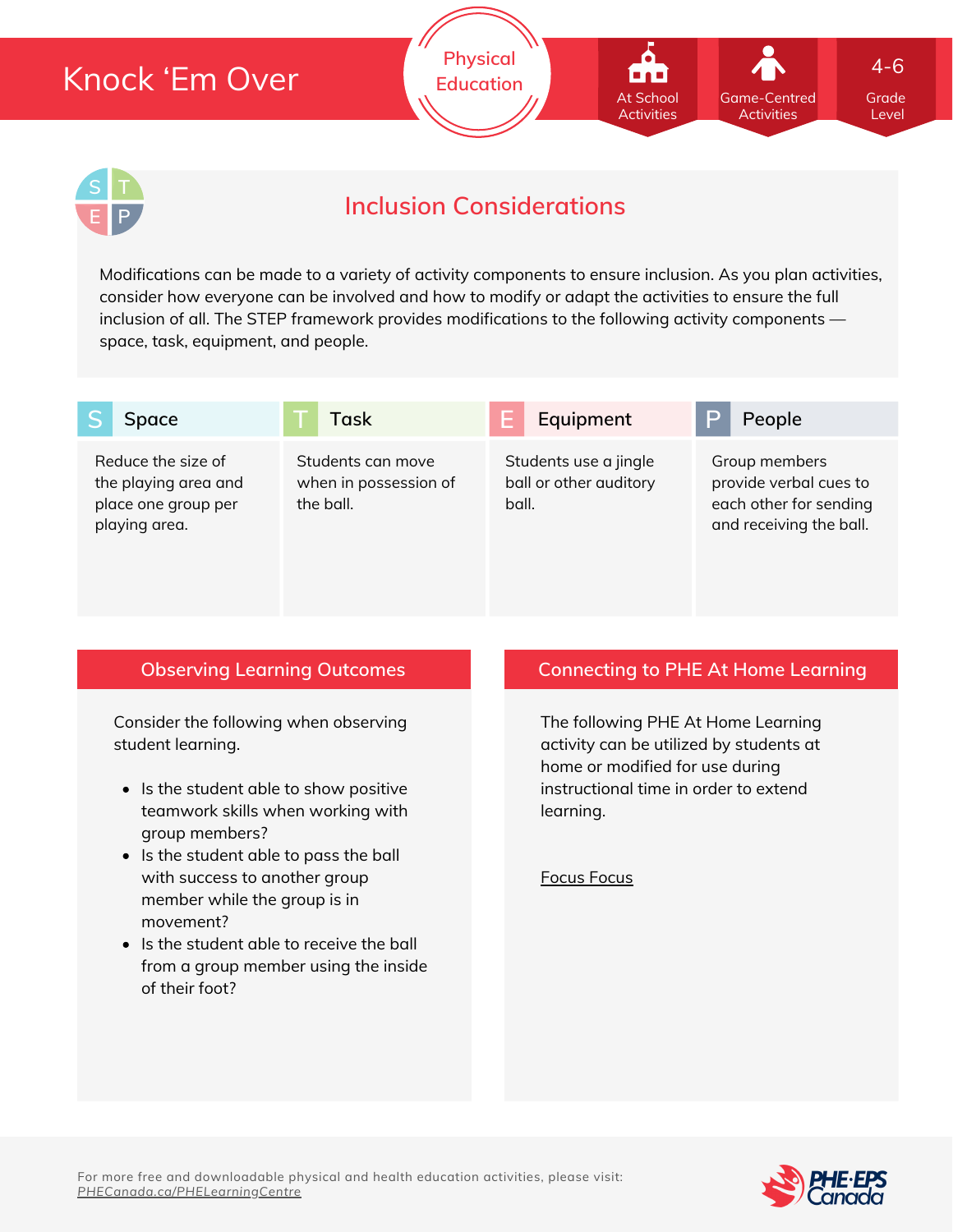# Knock 'Em Over

Physical Education

At School Activities | Game-Centred Activities | 4-6 Grade Level

## Inclusion Considerations

Modifications can be made to a variety of activity components to ensure inclusion. As you plan activities, consider how everyone can be involved and how to modify or adapt the activities to ensure the full inclusion of all. The STEP framework provides modifications to the following activity components — space, task, equipment, and people.

| S Space | T Task | E Equipment | P People |
|---|---|---|---|
| Reduce the size of the playing area and place one group per playing area. | Students can move when in possession of the ball. | Students use a jingle ball or other auditory ball. | Group members provide verbal cues to each other for sending and receiving the ball. |

## Observing Learning Outcomes

Consider the following when observing student learning.

- Is the student able to show positive teamwork skills when working with group members?
- Is the student able to pass the ball with success to another group member while the group is in movement?
- Is the student able to receive the ball from a group member using the inside of their foot?

## Connecting to PHE At Home Learning

The following PHE At Home Learning activity can be utilized by students at home or modified for use during instructional time in order to extend learning.

Focus Focus

For more free and downloadable physical and health education activities, please visit: PHECanada.ca/PHELearningCentre